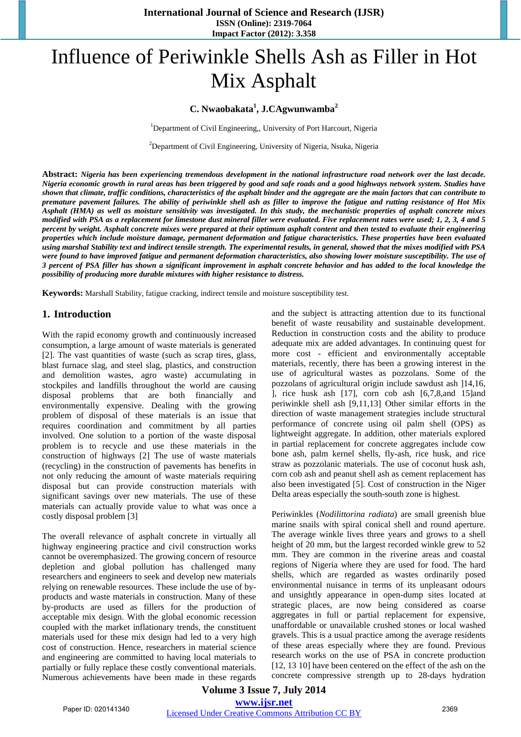# Influence of Periwinkle Shells Ash as Filler in Hot Mix Asphalt

**C. Nwaobakata[1], J.CAgwunwamba[2]**

[1]Department of Civil Engineering,, University of Port Harcourt, Nigeria

[2]Department of Civil Engineering, University of Nigeria, Nsuka, Nigeria

**Abstract:** ***Nigeria has been experiencing tremendous development in the national infrastructure road network over the last decade. Nigeria economic growth in rural areas has been triggered by good and safe roads and a good highways network system. Studies have shown that climate, traffic conditions, characteristics of the asphalt binder and the aggregate are the main factors that can contribute to premature pavement failures. The ability of periwinkle shell ash as filler to improve the fatigue and rutting resistance of Hot Mix Asphalt (HMA) as well as moisture sensitivity was investigated. In this study, the mechanistic properties of asphalt concrete mixes modified with PSA as a replacement for limestone dust mineral filler were evaluated. Five replacement rates were used; 1, 2, 3, 4 and 5 percent by weight. Asphalt concrete mixes were prepared at their optimum asphalt content and then tested to evaluate their engineering properties which include moisture damage, permanent deformation and fatigue characteristics. These properties have been evaluated using marshal Stability text and indirect tensile strength. The experimental results, in general, showed that the mixes modified with PSA were found to have improved fatigue and permanent deformation characteristics, also showing lower moisture susceptibility. The use of 3 percent of PSA filler has shown a significant improvement in asphalt concrete behavior and has added to the local knowledge the possibility of producing more durable mixtures with higher resistance to distress.***

**Keywords:** Marshall Stability, fatigue cracking, indirect tensile and moisture susceptibility test.

## 1. Introduction

With the rapid economy growth and continuously increased consumption, a large amount of waste materials is generated [2]. The vast quantities of waste (such as scrap tires, glass, blast furnace slag, and steel slag, plastics, and construction and demolition wastes, agro waste) accumulating in stockpiles and landfills throughout the world are causing disposal problems that are both financially and environmentally expensive. Dealing with the growing problem of disposal of these materials is an issue that requires coordination and commitment by all parties involved. One solution to a portion of the waste disposal problem is to recycle and use these materials in the construction of highways [2] The use of waste materials (recycling) in the construction of pavements has benefits in not only reducing the amount of waste materials requiring disposal but can provide construction materials with significant savings over new materials. The use of these materials can actually provide value to what was once a costly disposal problem [3]

The overall relevance of asphalt concrete in virtually all highway engineering practice and civil construction works cannot be overemphasized. The growing concern of resource depletion and global pollution has challenged many researchers and engineers to seek and develop new materials relying on renewable resources. These include the use of by-products and waste materials in construction. Many of these by-products are used as fillers for the production of acceptable mix design. With the global economic recession coupled with the market inflationary trends, the constituent materials used for these mix design had led to a very high cost of construction. Hence, researchers in material science and engineering are committed to having local materials to partially or fully replace these costly conventional materials. Numerous achievements have been made in these regards and the subject is attracting attention due to its functional benefit of waste reusability and sustainable development. Reduction in construction costs and the ability to produce adequate mix are added advantages. In continuing quest for more cost - efficient and environmentally acceptable materials, recently, there has been a growing interest in the use of agricultural wastes as pozzolans. Some of the pozzolans of agricultural origin include sawdust ash ]14,16, ], rice husk ash [17], corn cob ash [6,7,8,and 15]and periwinkle shell ash [9,11,13] Other similar efforts in the direction of waste management strategies include structural performance of concrete using oil palm shell (OPS) as lightweight aggregate. In addition, other materials explored in partial replacement for concrete aggregates include cow bone ash, palm kernel shells, fly-ash, rice husk, and rice straw as pozzolanic materials. The use of coconut husk ash, corn cob ash and peanut shell ash as cement replacement has also been investigated [5]. Cost of construction in the Niger Delta areas especially the south-south zone is highest.

Periwinkles (*Nodilittorina radiata*) are small greenish blue marine snails with spiral conical shell and round aperture. The average winkle lives three years and grows to a shell height of 20 mm, but the largest recorded winkle grew to 52 mm. They are common in the riverine areas and coastal regions of Nigeria where they are used for food. The hard shells, which are regarded as wastes ordinarily posed environmental nuisance in terms of its unpleasant odours and unsightly appearance in open-dump sites located at strategic places, are now being considered as coarse aggregates in full or partial replacement for expensive, unaffordable or unavailable crushed stones or local washed gravels. This is a usual practice among the average residents of these areas especially where they are found. Previous research works on the use of PSA in concrete production [12, 13 10] have been centered on the effect of the ash on the concrete compressive strength up to 28-days hydration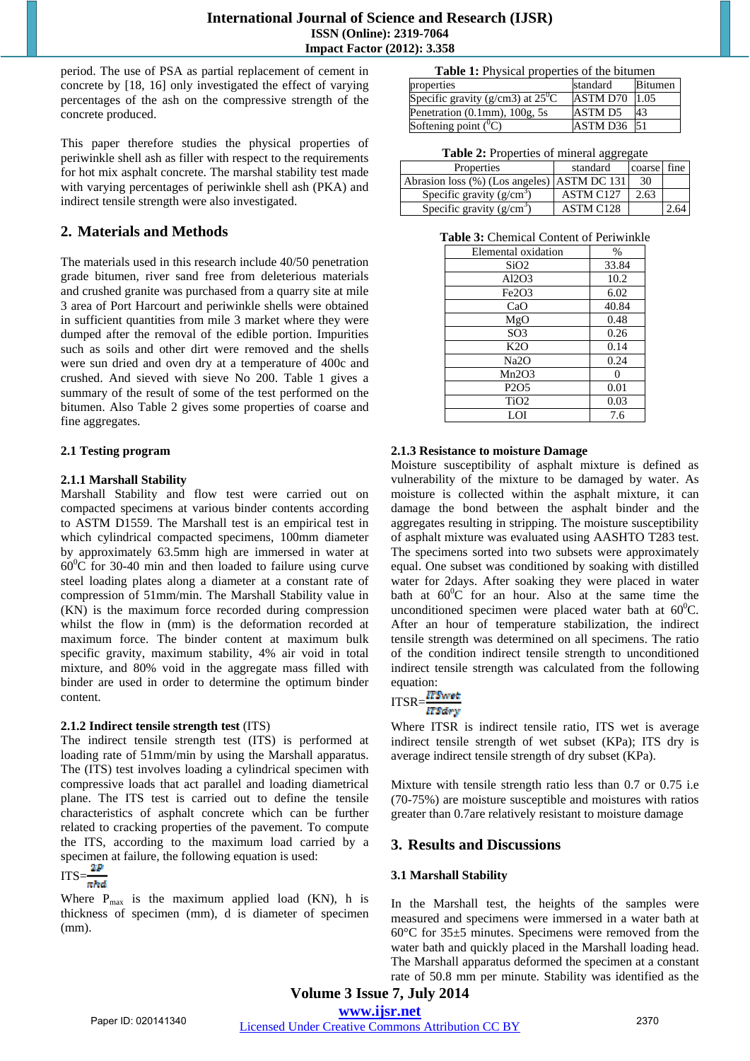period. The use of PSA as partial replacement of cement in concrete by [18, 16] only investigated the effect of varying percentages of the ash on the compressive strength of the concrete produced.

This paper therefore studies the physical properties of periwinkle shell ash as filler with respect to the requirements for hot mix asphalt concrete. The marshal stability test made with varying percentages of periwinkle shell ash (PKA) and indirect tensile strength were also investigated.

## 2. Materials and Methods

The materials used in this research include 40/50 penetration grade bitumen, river sand free from deleterious materials and crushed granite was purchased from a quarry site at mile 3 area of Port Harcourt and periwinkle shells were obtained in sufficient quantities from mile 3 market where they were dumped after the removal of the edible portion. Impurities such as soils and other dirt were removed and the shells were sun dried and oven dry at a temperature of 400c and crushed. And sieved with sieve No 200. Table 1 gives a summary of the result of some of the test performed on the bitumen. Also Table 2 gives some properties of coarse and fine aggregates.

**Table 1:** Physical properties of the bitumen

| properties | standard | Bitumen |
|---|---|---|
| Specific gravity (g/cm3) at 25$^0$C | ASTM D70 | 1.05 |
| Penetration (0.1mm), 100g, 5s | ASTM D5 | 43 |
| Softening point ($^0$C) | ASTM D36 | 51 |

**Table 2:** Properties of mineral aggregate

| Properties | standard | coarse | fine |
|---|---|---|---|
| Abrasion loss (%) (Los angeles) | ASTM DC 131 | 30 | |
| Specific gravity (g/cm$^3$) | ASTM C127 | 2.63 | |
| Specific gravity (g/cm$^3$) | ASTM C128 | | 2.64 |

**Table 3:** Chemical Content of Periwinkle

| Elemental oxidation | % |
|---|---|
| SiO2 | 33.84 |
| Al2O3 | 10.2 |
| Fe2O3 | 6.02 |
| CaO | 40.84 |
| MgO | 0.48 |
| SO3 | 0.26 |
| K2O | 0.14 |
| Na2O | 0.24 |
| Mn2O3 | 0 |
| P2O5 | 0.01 |
| TiO2 | 0.03 |
| LOI | 7.6 |

### 2.1 Testing program

#### 2.1.1 Marshall Stability

Marshall Stability and flow test were carried out on compacted specimens at various binder contents according to ASTM D1559. The Marshall test is an empirical test in which cylindrical compacted specimens, 100mm diameter by approximately 63.5mm high are immersed in water at 60$^0$C for 30-40 min and then loaded to failure using curve steel loading plates along a diameter at a constant rate of compression of 51mm/min. The Marshall Stability value in (KN) is the maximum force recorded during compression whilst the flow in (mm) is the deformation recorded at maximum force. The binder content at maximum bulk specific gravity, maximum stability, 4% air void in total mixture, and 80% void in the aggregate mass filled with binder are used in order to determine the optimum binder content.

#### 2.1.2 Indirect tensile strength test (ITS)

The indirect tensile strength test (ITS) is performed at loading rate of 51mm/min by using the Marshall apparatus. The (ITS) test involves loading a cylindrical specimen with compressive loads that act parallel and loading diametrical plane. The ITS test is carried out to define the tensile characteristics of asphalt concrete which can be further related to cracking properties of the pavement. To compute the ITS, according to the maximum load carried by a specimen at failure, the following equation is used:

$$ITS=\frac{2P}{\pi hd}$$

Where $P_{max}$ is the maximum applied load (KN), h is thickness of specimen (mm), d is diameter of specimen (mm).

#### 2.1.3 Resistance to moisture Damage

Moisture susceptibility of asphalt mixture is defined as vulnerability of the mixture to be damaged by water. As moisture is collected within the asphalt mixture, it can damage the bond between the asphalt binder and the aggregates resulting in stripping. The moisture susceptibility of asphalt mixture was evaluated using AASHTO T283 test. The specimens sorted into two subsets were approximately equal. One subset was conditioned by soaking with distilled water for 2days. After soaking they were placed in water bath at 60$^0$C for an hour. Also at the same time the unconditioned specimen were placed water bath at 60$^0$C. After an hour of temperature stabilization, the indirect tensile strength was determined on all specimens. The ratio of the condition indirect tensile strength to unconditioned indirect tensile strength was calculated from the following equation:

$$ITSR=\frac{ITSwet}{ITSdry}$$

Where ITSR is indirect tensile ratio, ITS wet is average indirect tensile strength of wet subset (KPa); ITS dry is average indirect tensile strength of dry subset (KPa).

Mixture with tensile strength ratio less than 0.7 or 0.75 i.e (70-75%) are moisture susceptible and moistures with ratios greater than 0.7are relatively resistant to moisture damage

## 3. Results and Discussions

### 3.1 Marshall Stability

In the Marshall test, the heights of the samples were measured and specimens were immersed in a water bath at 60°C for 35±5 minutes. Specimens were removed from the water bath and quickly placed in the Marshall loading head. The Marshall apparatus deformed the specimen at a constant rate of 50.8 mm per minute. Stability was identified as the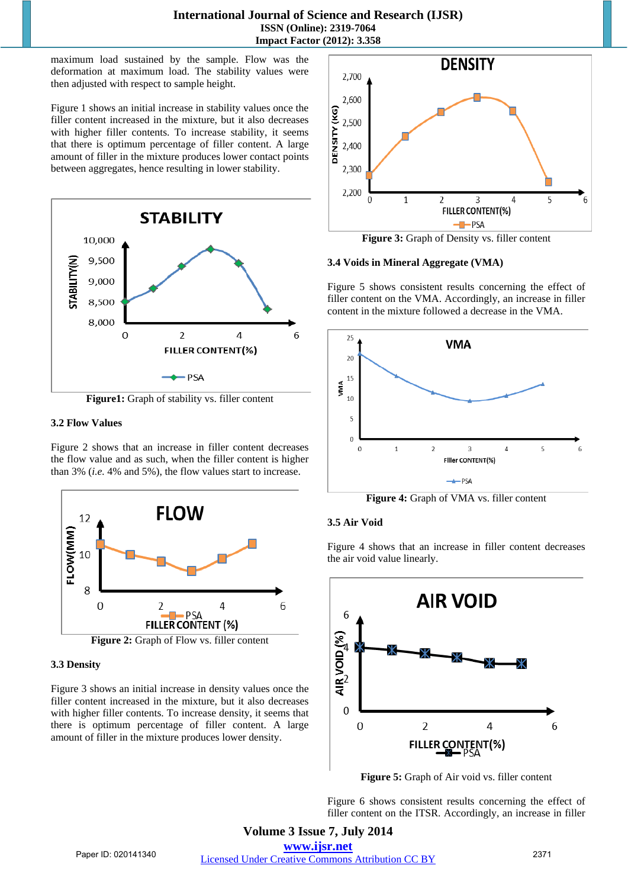maximum load sustained by the sample. Flow was the deformation at maximum load. The stability values were then adjusted with respect to sample height.

Figure 1 shows an initial increase in stability values once the filler content increased in the mixture, but it also decreased with higher filler contents. To increase stability, it seems that there is optimum percentage of filler content. A large amount of filler in the mixture produces lower contact points between aggregates, hence resulting in lower stability.

**Figure1:** Graph of stability vs. filler content

### 3.2 Flow Values

Figure 2 shows that an increase in filler content decreases the flow value and as such, when the filler content is higher than 3% (*i.e.* 4% and 5%), the flow values start to increase.

**Figure 2:** Graph of Flow vs. filler content

### 3.3 Density

Figure 3 shows an initial increase in density values once the filler content increased in the mixture, but it also decreases with higher filler contents. To increase density, it seems that there is optimum percentage of filler content. A large amount of filler in the mixture produces lower density.

**Figure 3:** Graph of Density vs. filler content

### 3.4 Voids in Mineral Aggregate (VMA)

Figure 5 shows consistent results concerning the effect of filler content on the VMA. Accordingly, an increase in filler content in the mixture followed a decrease in the VMA.

**Figure 4:** Graph of VMA vs. filler content

### 3.5 Air Void

Figure 4 shows that an increase in filler content decreases the air void value linearly.

**Figure 5:** Graph of Air void vs. filler content

Figure 6 shows consistent results concerning the effect of filler content on the ITSR. Accordingly, an increase in filler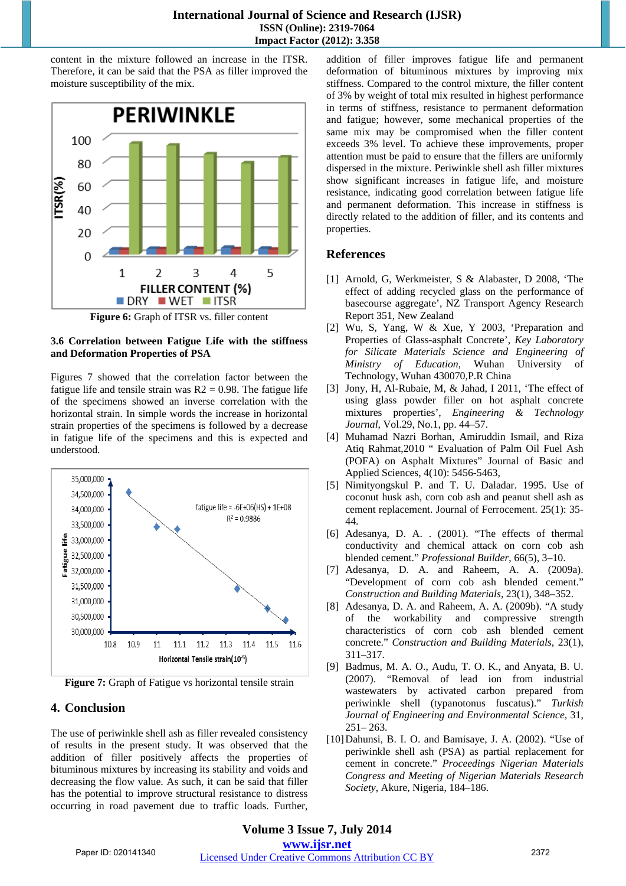content in the mixture followed an increase in the ITSR. Therefore, it can be said that the PSA as filler improved the moisture susceptibility of the mix.

**Figure 6:** Graph of ITSR vs. filler content

### 3.6 Correlation between Fatigue Life with the stiffness and Deformation Properties of PSA

Figures 7 showed that the correlation factor between the fatigue life and tensile strain was R2 = 0.98. The fatigue life of the specimens showed an inverse correlation with the horizontal strain. In simple words the increase in horizontal strain properties of the specimens is followed by a decrease in fatigue life of the specimens and this is expected and understood.

**Figure 7:** Graph of Fatigue vs horizontal tensile strain

## 4. Conclusion

The use of periwinkle shell ash as filler revealed consistency of results in the present study. It was observed that the addition of filler positively affects the properties of bituminous mixtures by increasing its stability and voids and decreasing the flow value. As such, it can be said that filler has the potential to improve structural resistance to distress occurring in road pavement due to traffic loads. Further, addition of filler improves fatigue life and permanent deformation of bituminous mixtures by improving mix stiffness. Compared to the control mixture, the filler content of 3% by weight of total mix resulted in highest performance in terms of stiffness, resistance to permanent deformation and fatigue; however, some mechanical properties of the same mix may be compromised when the filler content exceeds 3% level. To achieve these improvements, proper attention must be paid to ensure that the fillers are uniformly dispersed in the mixture. Periwinkle shell ash filler mixtures show significant increases in fatigue life, and moisture resistance, indicating good correlation between fatigue life and permanent deformation. This increase in stiffness is directly related to the addition of filler, and its contents and properties.

## References

[1] Arnold, G, Werkmeister, S & Alabaster, D 2008, 'The effect of adding recycled glass on the performance of basecourse aggregate', NZ Transport Agency Research Report 351, New Zealand

[2] Wu, S, Yang, W & Xue, Y 2003, 'Preparation and Properties of Glass-asphalt Concrete', *Key Laboratory for Silicate Materials Science and Engineering of Ministry of Education*, Wuhan University of Technology, Wuhan 430070,P.R China

[3] Jony, H, Al-Rubaie, M, & Jahad, I 2011, 'The effect of using glass powder filler on hot asphalt concrete mixtures properties', *Engineering & Technology Journal*, Vol.29, No.1, pp. 44–57.

[4] Muhamad Nazri Borhan, Amiruddin Ismail, and Riza Atiq Rahmat,2010 " Evaluation of Palm Oil Fuel Ash (POFA) on Asphalt Mixtures" Journal of Basic and Applied Sciences, 4(10): 5456-5463,

[5] Nimityongskul P. and T. U. Daladar. 1995. Use of coconut husk ash, corn cob ash and peanut shell ash as cement replacement. Journal of Ferrocement. 25(1): 35-44.

[6] Adesanya, D. A. . (2001). "The effects of thermal conductivity and chemical attack on corn cob ash blended cement." *Professional Builder*, 66(5), 3–10.

[7] Adesanya, D. A. and Raheem, A. A. (2009a). "Development of corn cob ash blended cement." *Construction and Building Materials*, 23(1), 348–352.

[8] Adesanya, D. A. and Raheem, A. A. (2009b). "A study of the workability and compressive strength characteristics of corn cob ash blended cement concrete." *Construction and Building Materials*, 23(1), 311–317.

[9] Badmus, M. A. O., Audu, T. O. K., and Anyata, B. U. (2007). "Removal of lead ion from industrial wastewaters by activated carbon prepared from periwinkle shell (typanotonus fuscatus)." *Turkish Journal of Engineering and Environmental Science*, 31, 251– 263.

[10] Dahunsi, B. I. O. and Bamisaye, J. A. (2002). "Use of periwinkle shell ash (PSA) as partial replacement for cement in concrete." *Proceedings Nigerian Materials Congress and Meeting of Nigerian Materials Research Society*, Akure, Nigeria, 184–186.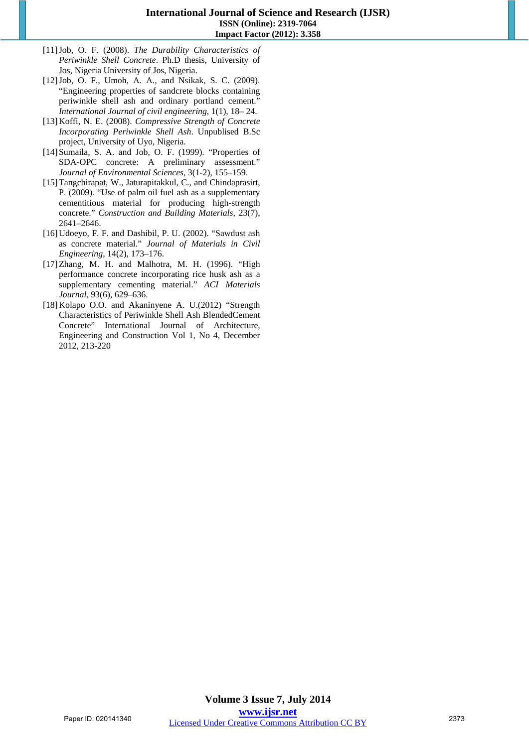[11] Job, O. F. (2008). *The Durability Characteristics of Periwinkle Shell Concrete*. Ph.D thesis, University of Jos, Nigeria University of Jos, Nigeria.

[12] Job, O. F., Umoh, A. A., and Nsikak, S. C. (2009). "Engineering properties of sandcrete blocks containing periwinkle shell ash and ordinary portland cement." *International Journal of civil engineering*, 1(1), 18– 24.

[13] Koffi, N. E. (2008). *Compressive Strength of Concrete Incorporating Periwinkle Shell Ash*. Unpublised B.Sc project, University of Uyo, Nigeria.

[14] Sumaila, S. A. and Job, O. F. (1999). "Properties of SDA-OPC concrete: A preliminary assessment." *Journal of Environmental Sciences*, 3(1-2), 155–159.

[15] Tangchirapat, W., Jaturapitakkul, C., and Chindaprasirt, P. (2009). "Use of palm oil fuel ash as a supplementary cementitious material for producing high-strength concrete." *Construction and Building Materials*, 23(7), 2641–2646.

[16] Udoeyo, F. F. and Dashibil, P. U. (2002). "Sawdust ash as concrete material." *Journal of Materials in Civil Engineering*, 14(2), 173–176.

[17] Zhang, M. H. and Malhotra, M. H. (1996). "High performance concrete incorporating rice husk ash as a supplementary cementing material." *ACI Materials Journal*, 93(6), 629–636.

[18] Kolapo O.O. and Akaninyene A. U.(2012) "Strength Characteristics of Periwinkle Shell Ash BlendedCement Concrete" International Journal of Architecture, Engineering and Construction Vol 1, No 4, December 2012, 213-220